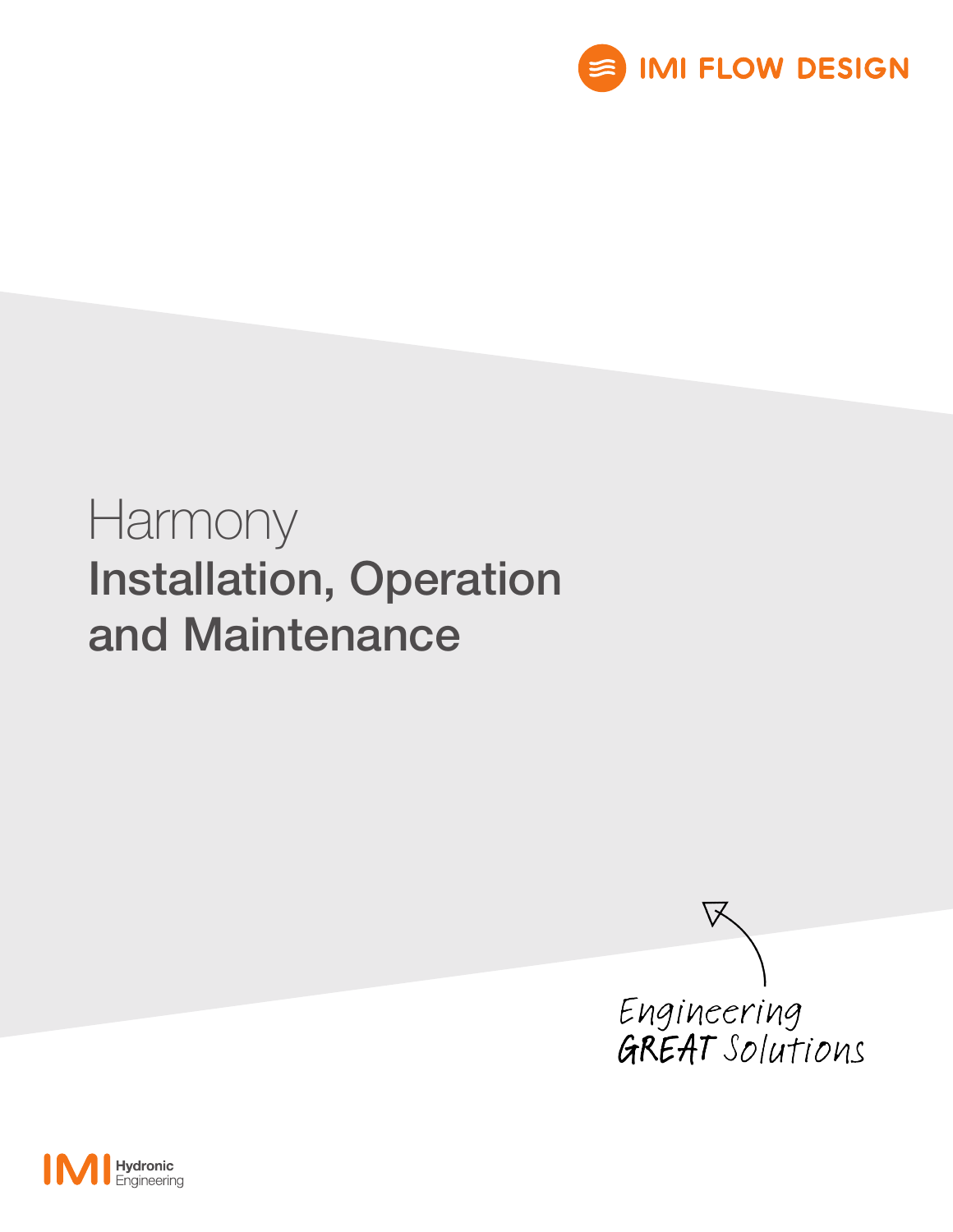IMI FLOW DESIGN

# Harmony

## Installation, Operation and Maintenance

Engineering GREAT Solutions

IMI Hydronic Engineering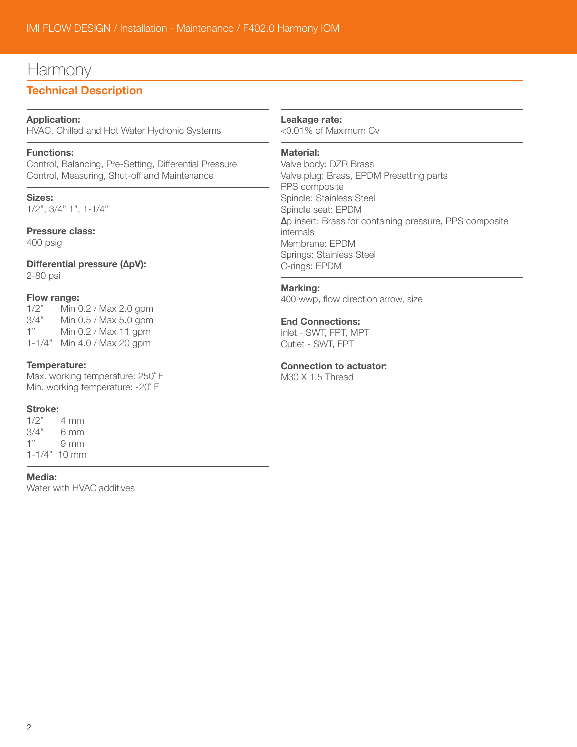# Harmony

## Technical Description

**Application:**
HVAC, Chilled and Hot Water Hydronic Systems

**Functions:**
Control, Balancing, Pre-Setting, Differential Pressure Control, Measuring, Shut-off and Maintenance

**Sizes:**
1/2", 3/4" 1", 1-1/4"

**Pressure class:**
400 psig

**Differential pressure (ΔpV):**
2-80 psi

**Flow range:**

| | |
|---|---|
| 1/2" | Min 0.2 / Max 2.0 gpm |
| 3/4" | Min 0.5 / Max 5.0 gpm |
| 1" | Min 0.2 / Max 11 gpm |
| 1-1/4" | Min 4.0 / Max 20 gpm |

**Temperature:**
Max. working temperature: 250° F
Min. working temperature: -20° F

**Stroke:**

| | |
|---|---|
| 1/2" | 4 mm |
| 3/4" | 6 mm |
| 1" | 9 mm |
| 1-1/4" | 10 mm |

**Media:**
Water with HVAC additives

**Leakage rate:**
<0.01% of Maximum Cv

**Material:**
Valve body: DZR Brass
Valve plug: Brass, EPDM Presetting parts PPS composite
Spindle: Stainless Steel
Spindle seat: EPDM
**Δ**p insert: Brass for containing pressure, PPS composite internals
Membrane: EPDM
Springs: Stainless Steel
O-rings: EPDM

**Marking:**
400 wwp, flow direction arrow, size

**End Connections:**
Inlet - SWT, FPT, MPT
Outlet - SWT, FPT

**Connection to actuator:**
M30 X 1.5 Thread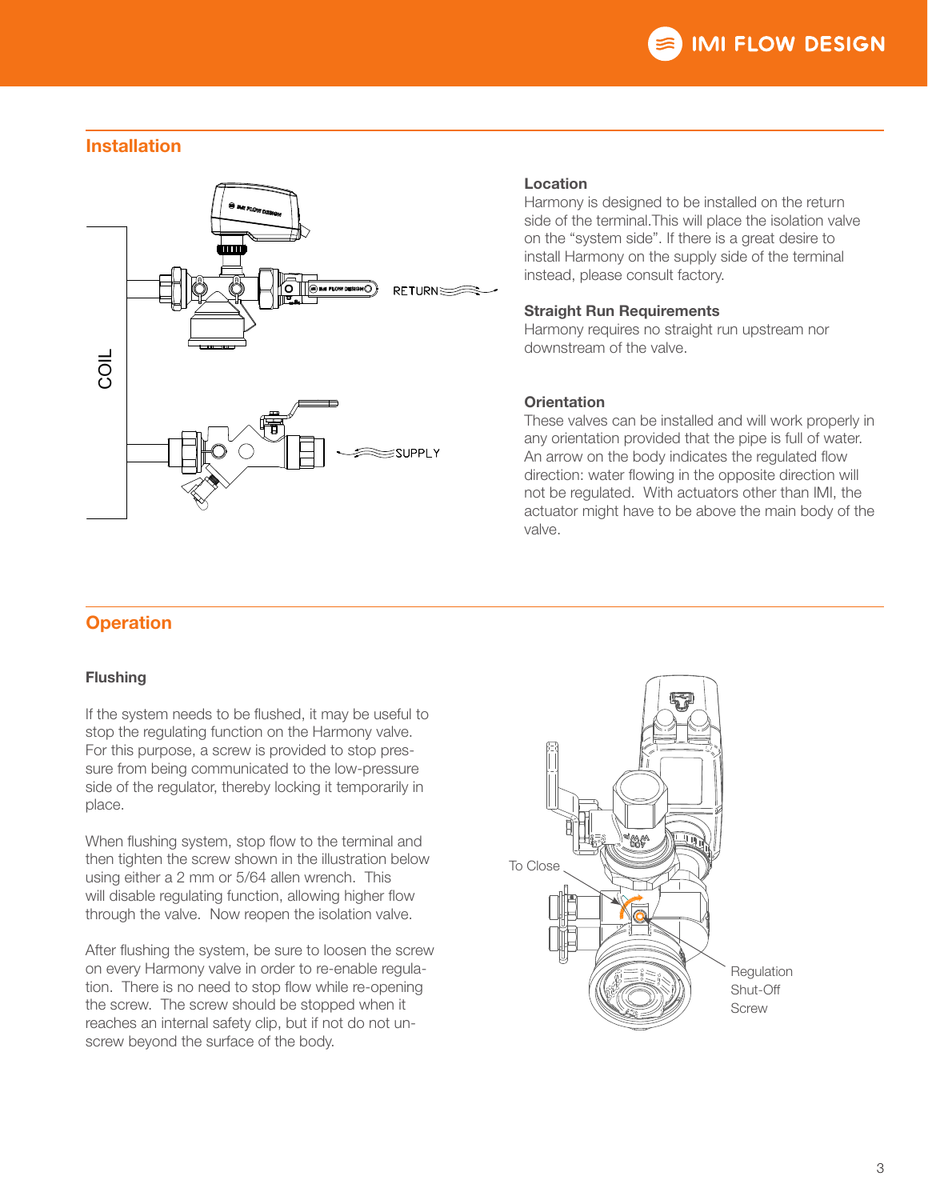## Installation

### Location

Harmony is designed to be installed on the return side of the terminal.This will place the isolation valve on the "system side". If there is a great desire to install Harmony on the supply side of the terminal instead, please consult factory.

### Straight Run Requirements

Harmony requires no straight run upstream nor downstream of the valve.

### Orientation

These valves can be installed and will work properly in any orientation provided that the pipe is full of water. An arrow on the body indicates the regulated flow direction: water flowing in the opposite direction will not be regulated. With actuators other than IMI, the actuator might have to be above the main body of the valve.

## Operation

### Flushing

If the system needs to be flushed, it may be useful to stop the regulating function on the Harmony valve. For this purpose, a screw is provided to stop pressure from being communicated to the low-pressure side of the regulator, thereby locking it temporarily in place.

When flushing system, stop flow to the terminal and then tighten the screw shown in the illustration below using either a 2 mm or 5/64 allen wrench. This will disable regulating function, allowing higher flow through the valve. Now reopen the isolation valve.

After flushing the system, be sure to loosen the screw on every Harmony valve in order to re-enable regulation. There is no need to stop flow while re-opening the screw. The screw should be stopped when it reaches an internal safety clip, but if not do not unscrew beyond the surface of the body.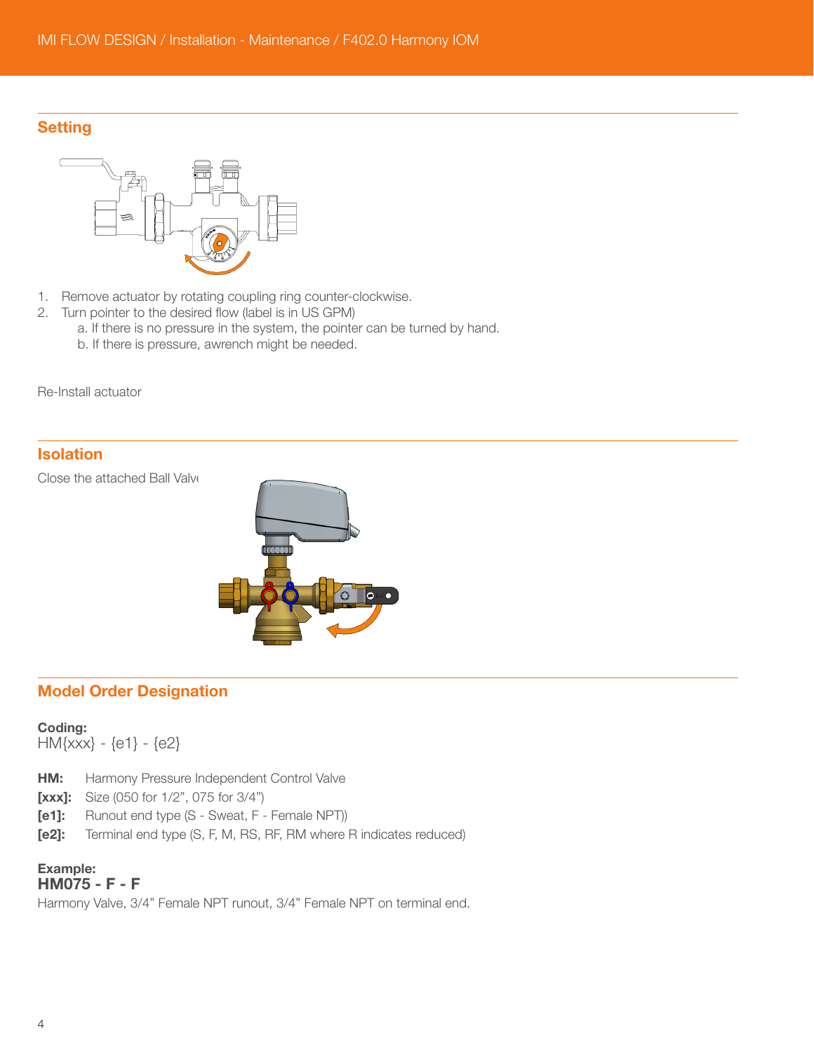## Setting

1. Remove actuator by rotating coupling ring counter-clockwise.
2. Turn pointer to the desired flow (label is in US GPM)
   a. If there is no pressure in the system, the pointer can be turned by hand.
   b. If there is pressure, awrench might be needed.

Re-Install actuator

## Isolation

Close the attached Ball Valve

## Model Order Designation

**Coding:**
HM{xxx} - {e1} - {e2}

**HM:** Harmony Pressure Independent Control Valve
**[xxx]:** Size (050 for 1/2", 075 for 3/4")
**[e1]:** Runout end type (S - Sweat, F - Female NPT))
**[e2]:** Terminal end type (S, F, M, RS, RF, RM where R indicates reduced)

**Example:**
**HM075 - F - F**
Harmony Valve, 3/4" Female NPT runout, 3/4" Female NPT on terminal end.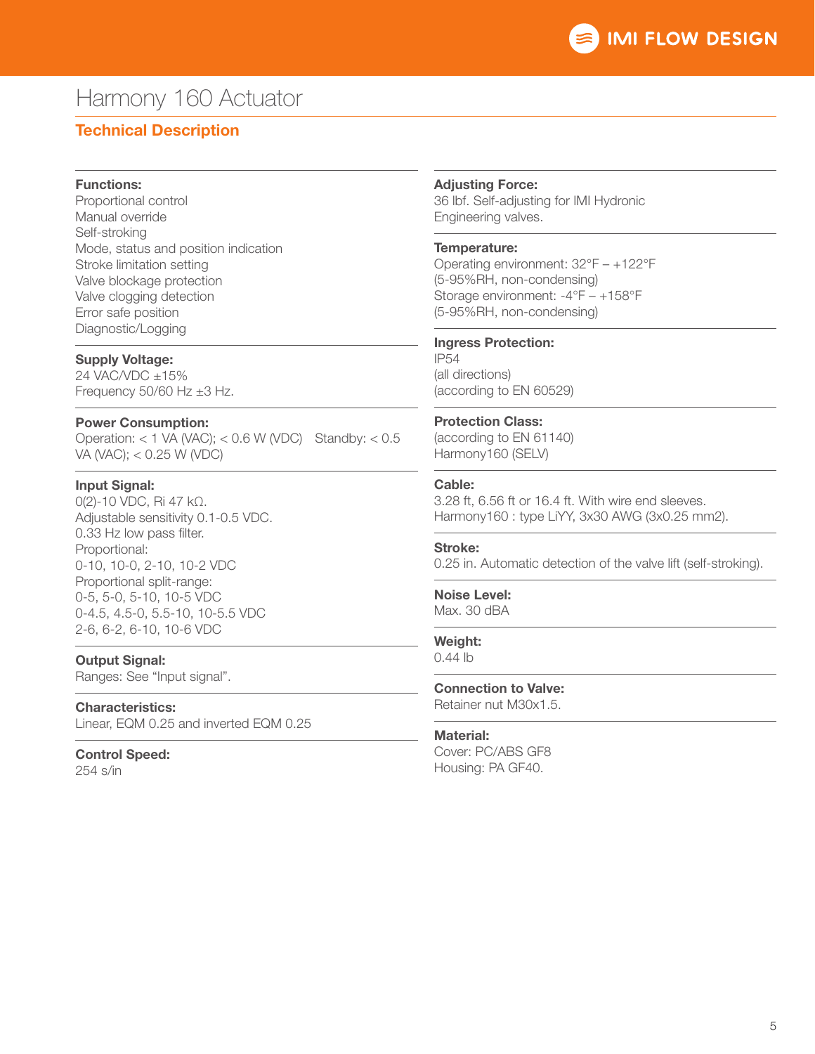# Harmony 160 Actuator

## Technical Description

**Functions:**
Proportional control
Manual override
Self-stroking
Mode, status and position indication
Stroke limitation setting
Valve blockage protection
Valve clogging detection
Error safe position
Diagnostic/Logging

**Supply Voltage:**
24 VAC/VDC ±15%
Frequency 50/60 Hz ±3 Hz.

**Power Consumption:**
Operation: < 1 VA (VAC); < 0.6 W (VDC) Standby: < 0.5 VA (VAC); < 0.25 W (VDC)

**Input Signal:**
0(2)-10 VDC, Ri 47 kΩ.
Adjustable sensitivity 0.1-0.5 VDC.
0.33 Hz low pass filter.
Proportional:
0-10, 10-0, 2-10, 10-2 VDC
Proportional split-range:
0-5, 5-0, 5-10, 10-5 VDC
0-4.5, 4.5-0, 5.5-10, 10-5.5 VDC
2-6, 6-2, 6-10, 10-6 VDC

**Output Signal:**
Ranges: See "Input signal".

**Characteristics:**
Linear, EQM 0.25 and inverted EQM 0.25

**Control Speed:**
254 s/in

**Adjusting Force:**
36 lbf. Self-adjusting for IMI Hydronic Engineering valves.

**Temperature:**
Operating environment: 32°F – +122°F
(5-95%RH, non-condensing)
Storage environment: -4°F – +158°F
(5-95%RH, non-condensing)

**Ingress Protection:**
IP54
(all directions)
(according to EN 60529)

**Protection Class:**
(according to EN 61140)
Harmony160 (SELV)

**Cable:**
3.28 ft, 6.56 ft or 16.4 ft. With wire end sleeves.
Harmony160 : type LiYY, 3x30 AWG (3x0.25 mm2).

**Stroke:**
0.25 in. Automatic detection of the valve lift (self-stroking).

**Noise Level:**
Max. 30 dBA

**Weight:**
0.44 lb

**Connection to Valve:**
Retainer nut M30x1.5.

**Material:**
Cover: PC/ABS GF8
Housing: PA GF40.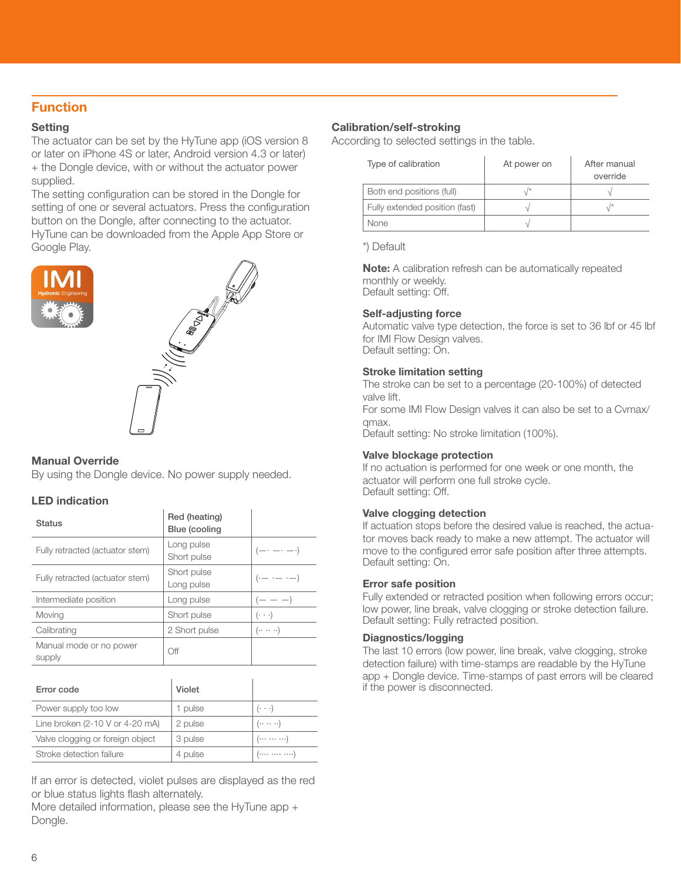## Function

### Setting

The actuator can be set by the HyTune app (iOS version 8 or later on iPhone 4S or later, Android version 4.3 or later) + the Dongle device, with or without the actuator power supplied.
The setting configuration can be stored in the Dongle for setting of one or several actuators. Press the configuration button on the Dongle, after connecting to the actuator.
HyTune can be downloaded from the Apple App Store or Google Play.

### Manual Override

By using the Dongle device. No power supply needed.

### LED indication

| Status | Red (heating) Blue (cooling | |
|---|---|---|
| Fully retracted (actuator stem) | Long pulse Short pulse | (—· —· —·) |
| Fully retracted (actuator stem) | Short pulse Long pulse | (·— ·— ·—) |
| Intermediate position | Long pulse | (— — —) |
| Moving | Short pulse | (· · ·) |
| Calibrating | 2 Short pulse | (·· ·· ··) |
| Manual mode or no power supply | Off | |

| Error code | Violet | |
|---|---|---|
| Power supply too low | 1 pulse | (· · ·) |
| Line broken (2-10 V or 4-20 mA) | 2 pulse | (·· ·· ··) |
| Valve clogging or foreign object | 3 pulse | (··· ··· ···) |
| Stroke detection failure | 4 pulse | (···· ···· ····) |

If an error is detected, violet pulses are displayed as the red or blue status lights flash alternately.
More detailed information, please see the HyTune app + Dongle.

### Calibration/self-stroking

According to selected settings in the table.

| Type of calibration | At power on | After manual override |
|---|---|---|
| Both end positions (full) | √* | √ |
| Fully extended position (fast) | √ | √* |
| None | √ | |

*) Default

**Note:** A calibration refresh can be automatically repeated monthly or weekly.
Default setting: Off.

### Self-adjusting force

Automatic valve type detection, the force is set to 36 lbf or 45 lbf for IMI Flow Design valves.
Default setting: On.

### Stroke limitation setting

The stroke can be set to a percentage (20-100%) of detected valve lift.
For some IMI Flow Design valves it can also be set to a Cvmax/qmax.
Default setting: No stroke limitation (100%).

### Valve blockage protection

If no actuation is performed for one week or one month, the actuator will perform one full stroke cycle.
Default setting: Off.

### Valve clogging detection

If actuation stops before the desired value is reached, the actuator moves back ready to make a new attempt. The actuator will move to the configured error safe position after three attempts.
Default setting: On.

### Error safe position

Fully extended or retracted position when following errors occur; low power, line break, valve clogging or stroke detection failure.
Default setting: Fully retracted position.

### Diagnostics/logging

The last 10 errors (low power, line break, valve clogging, stroke detection failure) with time-stamps are readable by the HyTune app + Dongle device. Time-stamps of past errors will be cleared if the power is disconnected.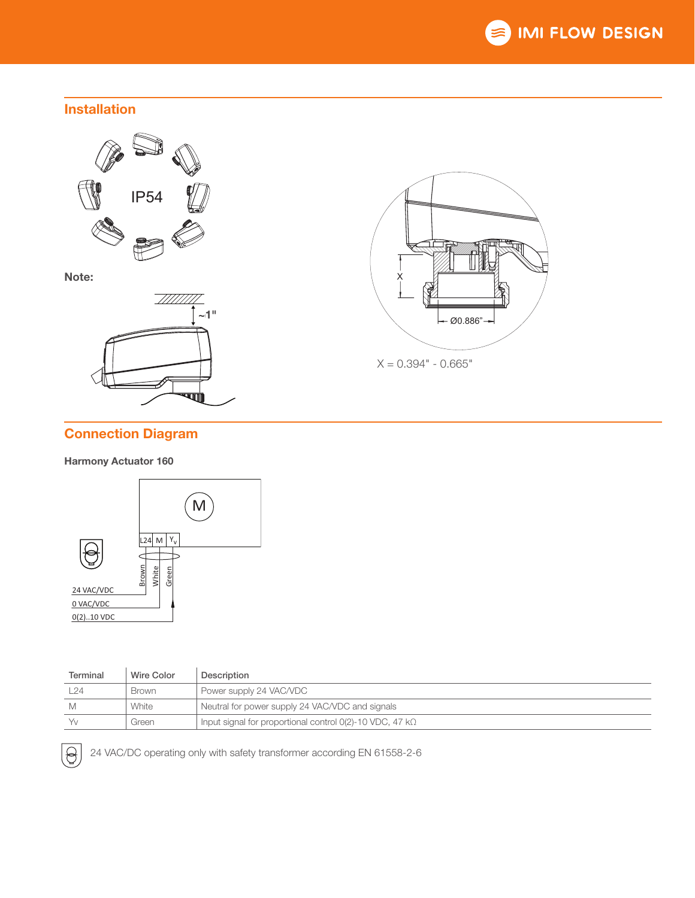## Installation

IP54

**Note:**

~1"

X

Ø0.886"

X = 0.394" - 0.665"

## Connection Diagram

**Harmony Actuator 160**

M

L24 | M | $Y_v$

Brown | White | Green

24 VAC/VDC

0 VAC/VDC

0(2)..10 VDC

| Terminal | Wire Color | Description |
|---|---|---|
| L24 | Brown | Power supply 24 VAC/VDC |
| M | White | Neutral for power supply 24 VAC/VDC and signals |
| Yv | Green | Input signal for proportional control 0(2)-10 VDC, 47 kΩ |

24 VAC/DC operating only with safety transformer according EN 61558-2-6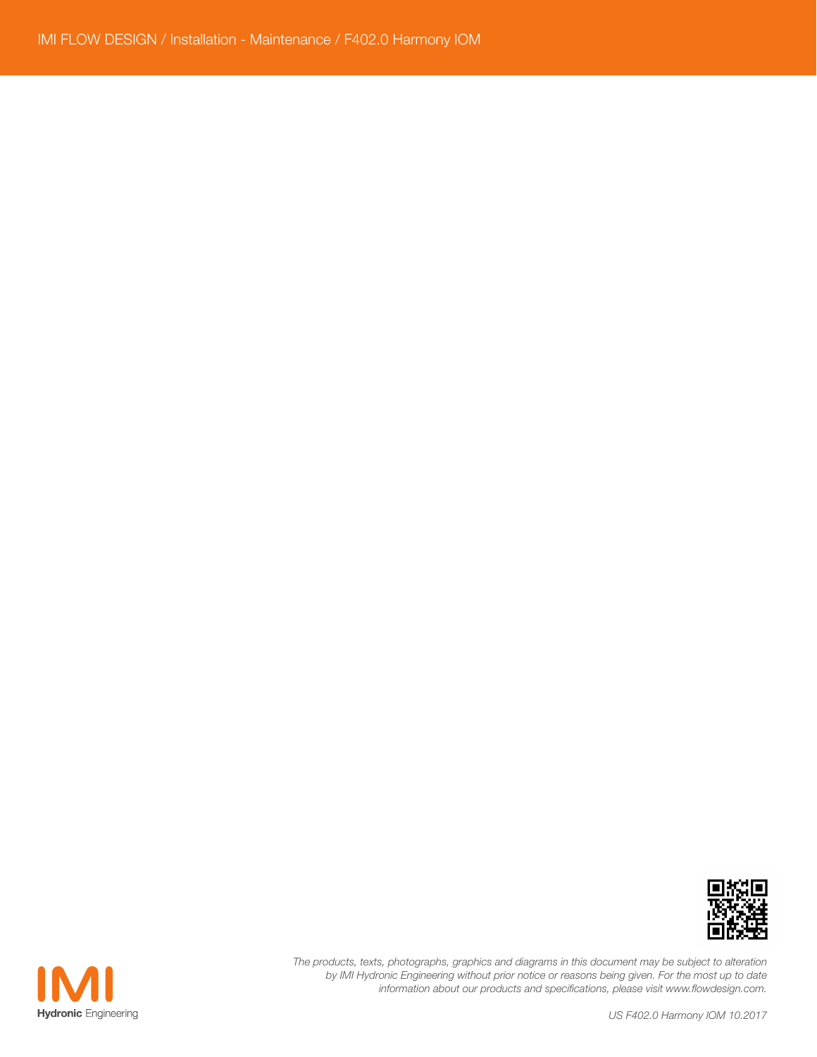The products, texts, photographs, graphics and diagrams in this document may be subject to alteration by IMI Hydronic Engineering without prior notice or reasons being given. For the most up to date information about our products and specifications, please visit www.flowdesign.com.

US F402.0 Harmony IOM 10.2017